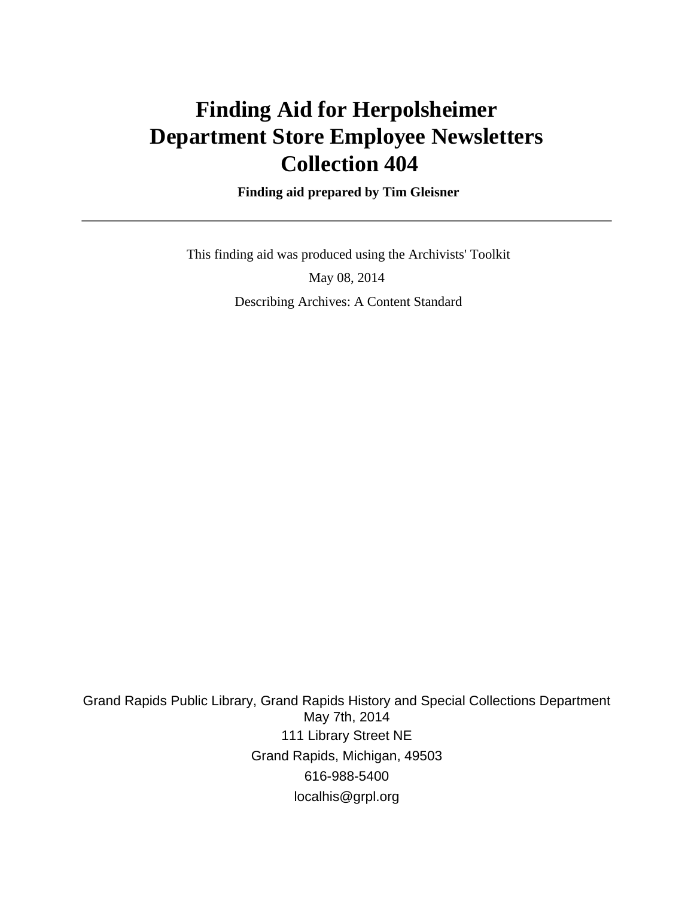# Finding Aid for Herpolsheimer Department Store Employee Newsletters Collection 404

**Finding aid prepared by Tim Gleisner**

---

This finding aid was produced using the Archivists' Toolkit

May 08, 2014

Describing Archives: A Content Standard

Grand Rapids Public Library, Grand Rapids History and Special Collections Department
May 7th, 2014
111 Library Street NE
Grand Rapids, Michigan, 49503
616-988-5400
localhis@grpl.org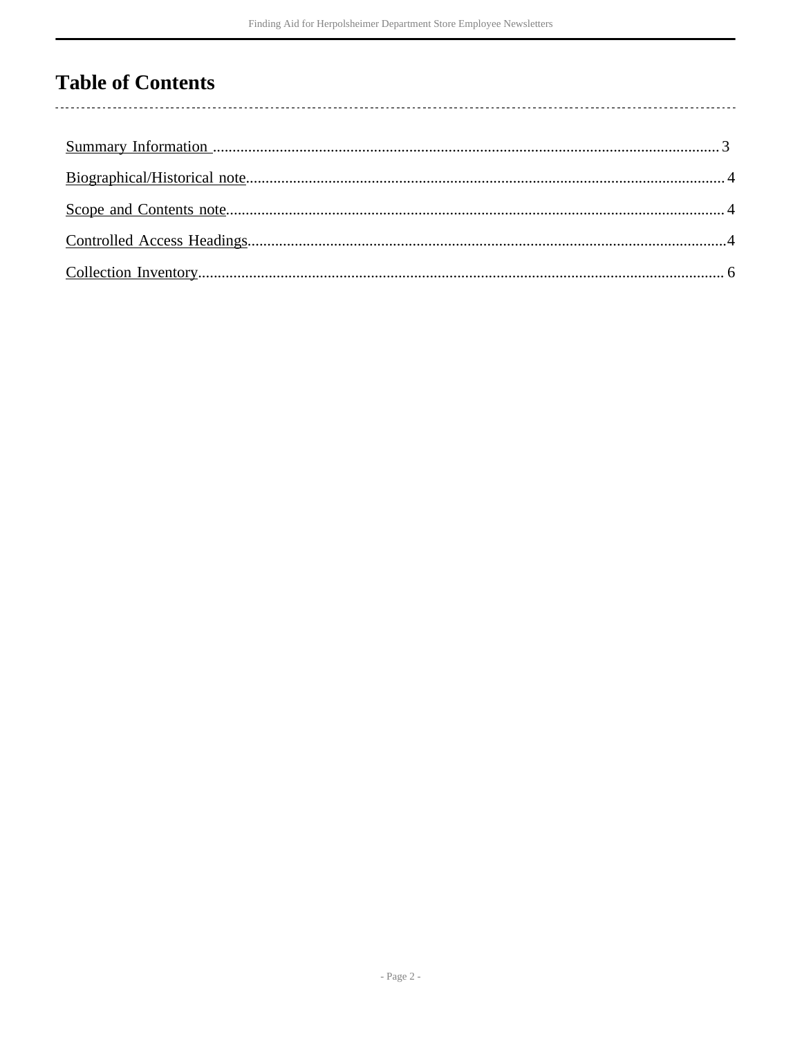# Table of Contents

- Summary Information ... 3
- Biographical/Historical note ... 4
- Scope and Contents note ... 4
- Controlled Access Headings ... 4
- Collection Inventory ... 6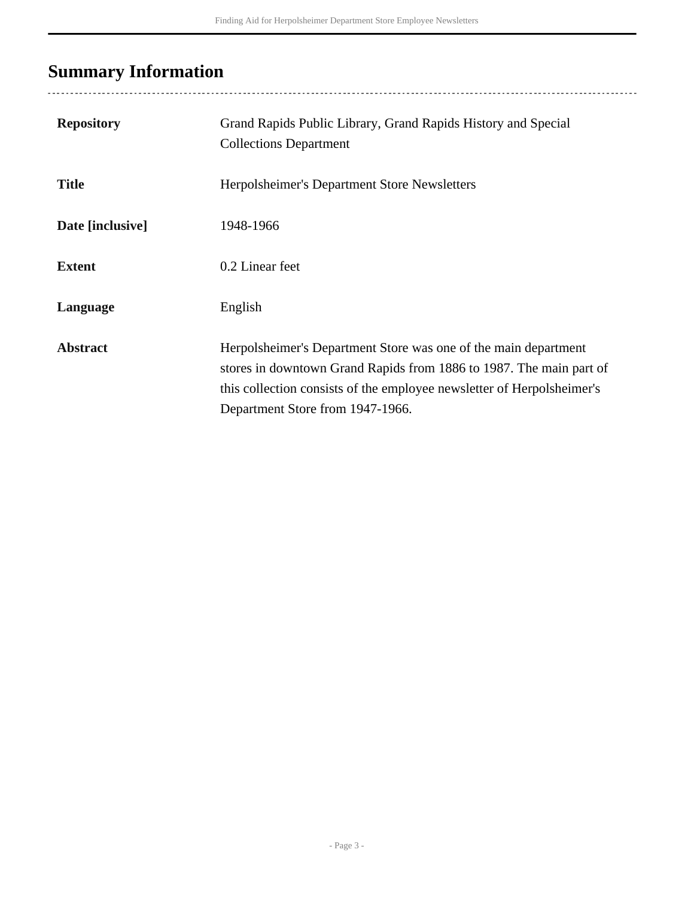## Summary Information

| | |
|---|---|
| **Repository** | Grand Rapids Public Library, Grand Rapids History and Special Collections Department |
| **Title** | Herpolsheimer's Department Store Newsletters |
| **Date [inclusive]** | 1948-1966 |
| **Extent** | 0.2 Linear feet |
| **Language** | English |
| **Abstract** | Herpolsheimer's Department Store was one of the main department stores in downtown Grand Rapids from 1886 to 1987. The main part of this collection consists of the employee newsletter of Herpolsheimer's Department Store from 1947-1966. |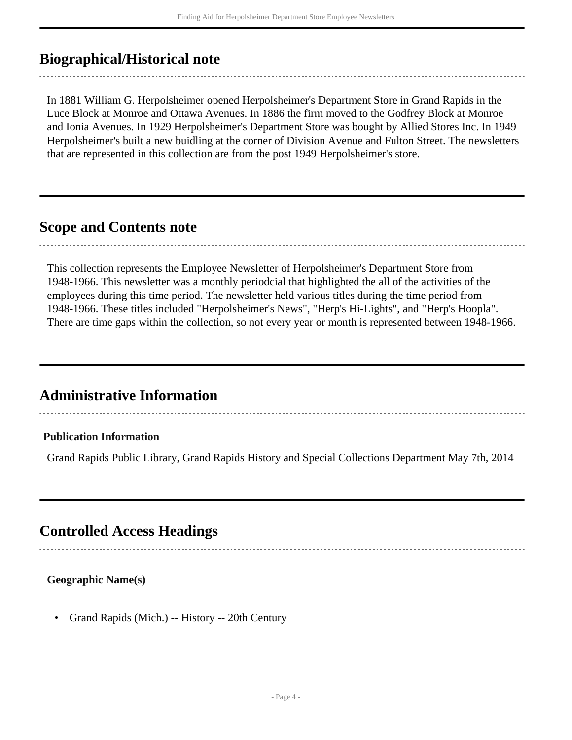## Biographical/Historical note

In 1881 William G. Herpolsheimer opened Herpolsheimer's Department Store in Grand Rapids in the Luce Block at Monroe and Ottawa Avenues. In 1886 the firm moved to the Godfrey Block at Monroe and Ionia Avenues. In 1929 Herpolsheimer's Department Store was bought by Allied Stores Inc. In 1949 Herpolsheimer's built a new buidling at the corner of Division Avenue and Fulton Street. The newsletters that are represented in this collection are from the post 1949 Herpolsheimer's store.

## Scope and Contents note

This collection represents the Employee Newsletter of Herpolsheimer's Department Store from 1948-1966. This newsletter was a monthly periodcial that highlighted the all of the activities of the employees during this time period. The newsletter held various titles during the time period from 1948-1966. These titles included "Herpolsheimer's News", "Herp's Hi-Lights", and "Herp's Hoopla". There are time gaps within the collection, so not every year or month is represented between 1948-1966.

## Administrative Information

**Publication Information**

Grand Rapids Public Library, Grand Rapids History and Special Collections Department May 7th, 2014

## Controlled Access Headings

**Geographic Name(s)**

- Grand Rapids (Mich.) -- History -- 20th Century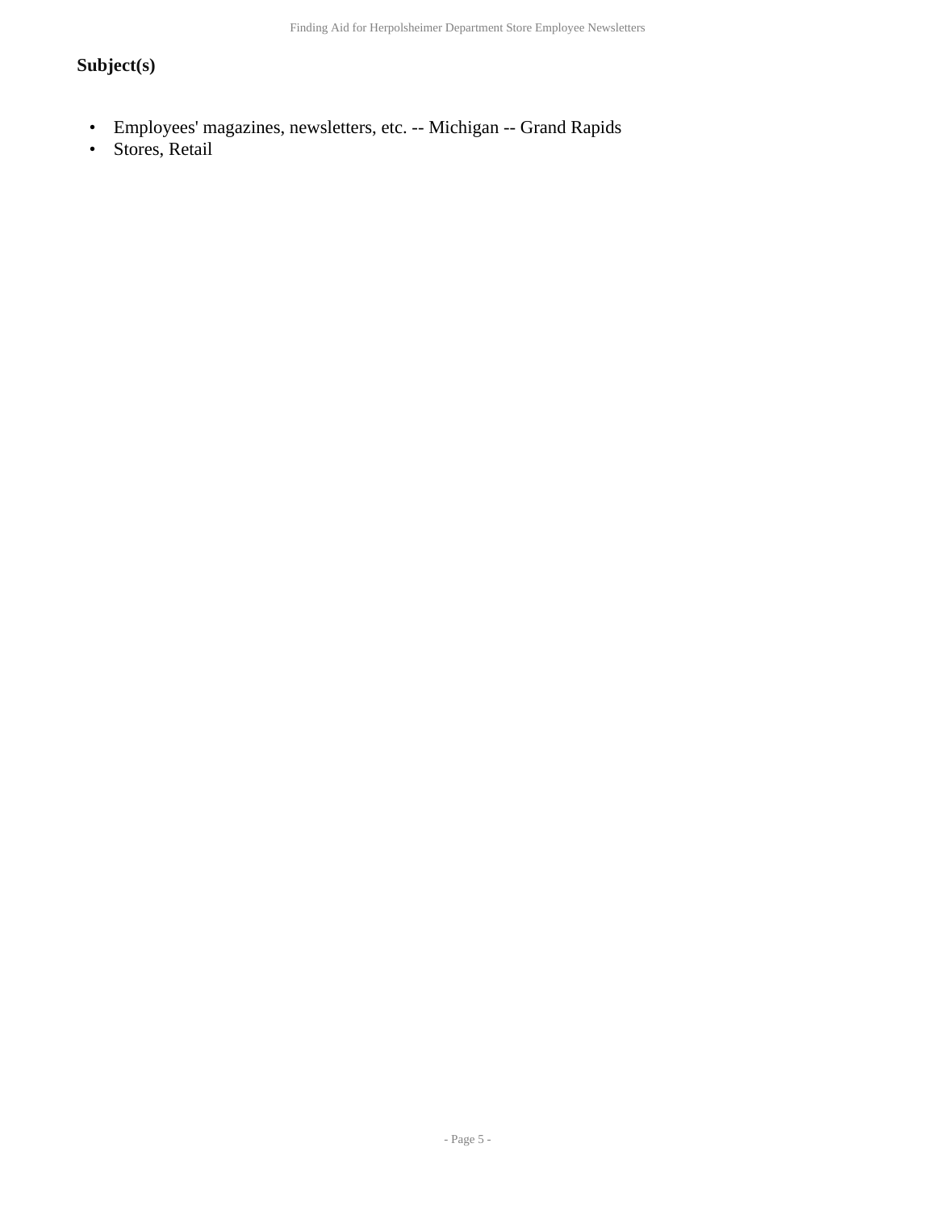## Subject(s)

- Employees' magazines, newsletters, etc. -- Michigan -- Grand Rapids
- Stores, Retail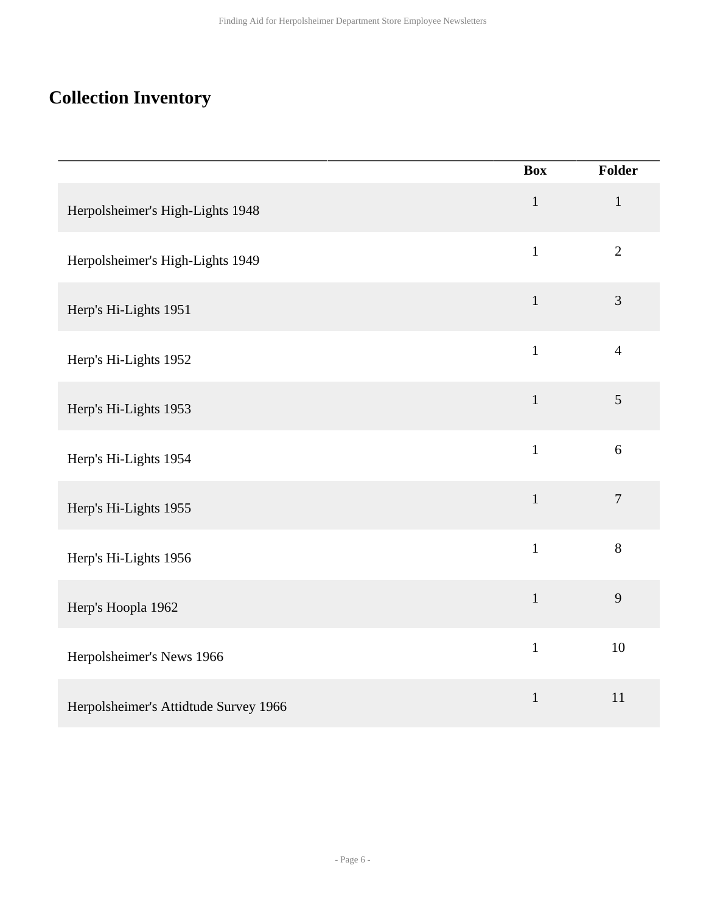# Collection Inventory

| | Box | Folder |
|---|---|---|
| Herpolsheimer's High-Lights 1948 | 1 | 1 |
| Herpolsheimer's High-Lights 1949 | 1 | 2 |
| Herp's Hi-Lights 1951 | 1 | 3 |
| Herp's Hi-Lights 1952 | 1 | 4 |
| Herp's Hi-Lights 1953 | 1 | 5 |
| Herp's Hi-Lights 1954 | 1 | 6 |
| Herp's Hi-Lights 1955 | 1 | 7 |
| Herp's Hi-Lights 1956 | 1 | 8 |
| Herp's Hoopla 1962 | 1 | 9 |
| Herpolsheimer's News 1966 | 1 | 10 |
| Herpolsheimer's Attidtude Survey 1966 | 1 | 11 |